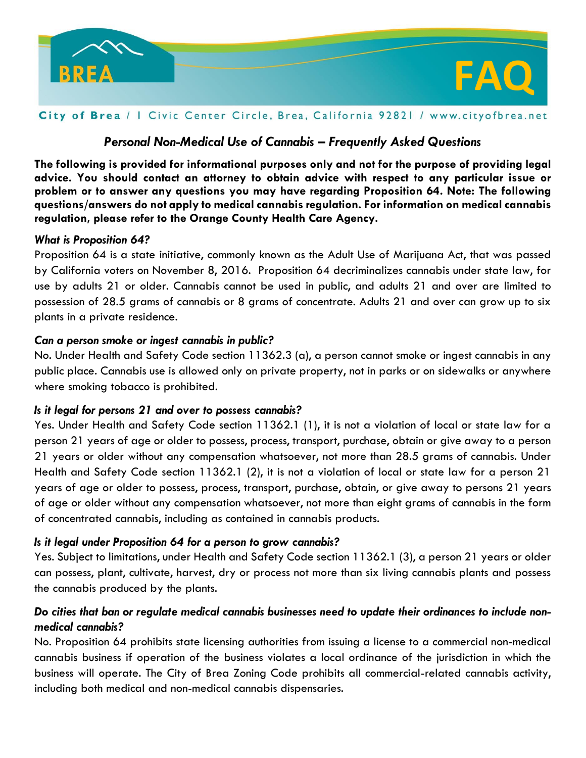# Personal Non-Medical Use of Cannabis – Frequently Asked Questions

**The following is provided for informational purposes only and not for the purpose of providing legal advice. You should contact an attorney to obtain advice with respect to any particular issue or problem or to answer any questions you may have regarding Proposition 64. Note: The following questions/answers do not apply to medical cannabis regulation. For information on medical cannabis regulation, please refer to the Orange County Health Care Agency.**

### *What is Proposition 64?*

Proposition 64 is a state initiative, commonly known as the Adult Use of Marijuana Act, that was passed by California voters on November 8, 2016. Proposition 64 decriminalizes cannabis under state law, for use by adults 21 or older. Cannabis cannot be used in public, and adults 21 and over are limited to possession of 28.5 grams of cannabis or 8 grams of concentrate. Adults 21 and over can grow up to six plants in a private residence.

### *Can a person smoke or ingest cannabis in public?*

No. Under Health and Safety Code section 11362.3 (a), a person cannot smoke or ingest cannabis in any public place. Cannabis use is allowed only on private property, not in parks or on sidewalks or anywhere where smoking tobacco is prohibited.

### *Is it legal for persons 21 and over to possess cannabis?*

Yes. Under Health and Safety Code section 11362.1 (1), it is not a violation of local or state law for a person 21 years of age or older to possess, process, transport, purchase, obtain or give away to a person 21 years or older without any compensation whatsoever, not more than 28.5 grams of cannabis. Under Health and Safety Code section 11362.1 (2), it is not a violation of local or state law for a person 21 years of age or older to possess, process, transport, purchase, obtain, or give away to persons 21 years of age or older without any compensation whatsoever, not more than eight grams of cannabis in the form of concentrated cannabis, including as contained in cannabis products.

### *Is it legal under Proposition 64 for a person to grow cannabis?*

Yes. Subject to limitations, under Health and Safety Code section 11362.1 (3), a person 21 years or older can possess, plant, cultivate, harvest, dry or process not more than six living cannabis plants and possess the cannabis produced by the plants.

### *Do cities that ban or regulate medical cannabis businesses need to update their ordinances to include non-medical cannabis?*

No. Proposition 64 prohibits state licensing authorities from issuing a license to a commercial non-medical cannabis business if operation of the business violates a local ordinance of the jurisdiction in which the business will operate. The City of Brea Zoning Code prohibits all commercial-related cannabis activity, including both medical and non-medical cannabis dispensaries.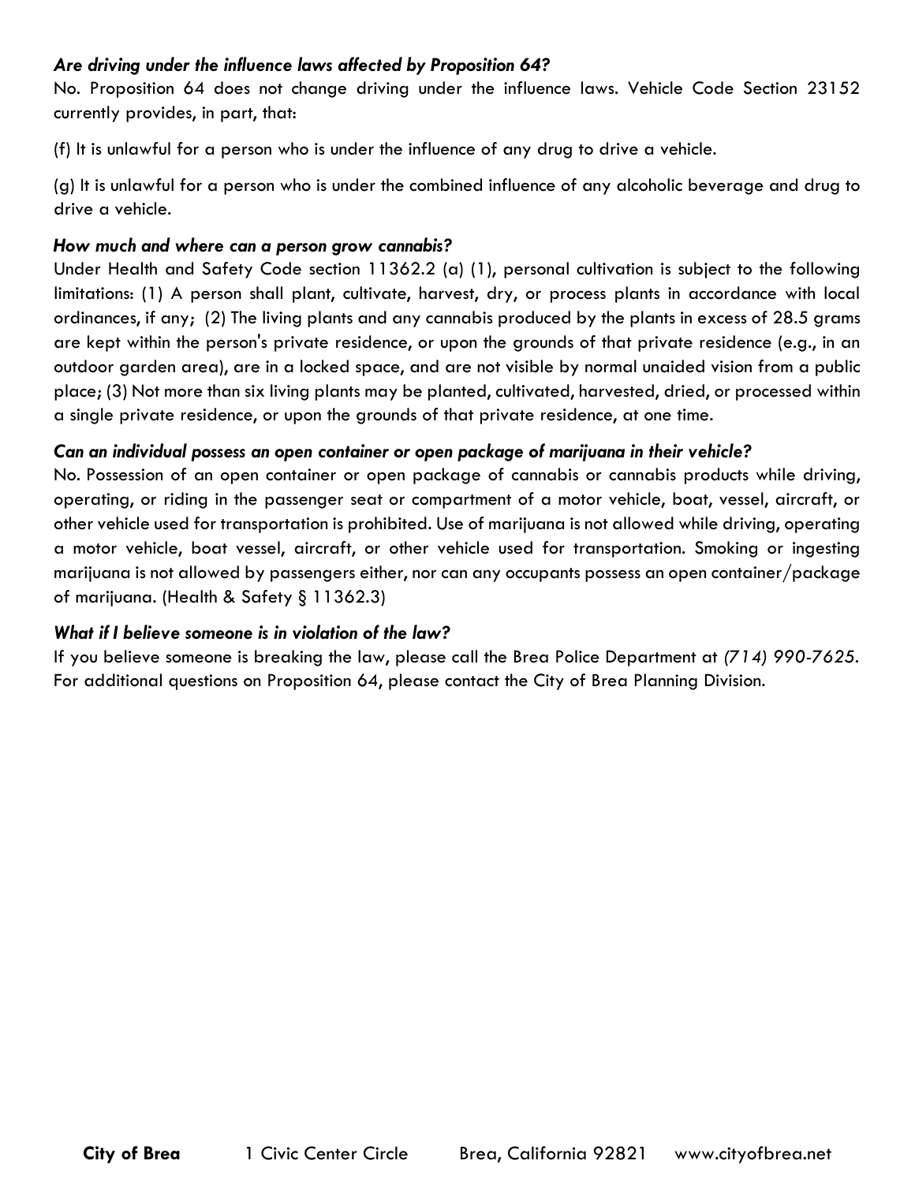***Are driving under the influence laws affected by Proposition 64?***

No. Proposition 64 does not change driving under the influence laws. Vehicle Code Section 23152 currently provides, in part, that:

(f) It is unlawful for a person who is under the influence of any drug to drive a vehicle.

(g) It is unlawful for a person who is under the combined influence of any alcoholic beverage and drug to drive a vehicle.

***How much and where can a person grow cannabis?***

Under Health and Safety Code section 11362.2 (a) (1), personal cultivation is subject to the following limitations: (1) A person shall plant, cultivate, harvest, dry, or process plants in accordance with local ordinances, if any; (2) The living plants and any cannabis produced by the plants in excess of 28.5 grams are kept within the person's private residence, or upon the grounds of that private residence (e.g., in an outdoor garden area), are in a locked space, and are not visible by normal unaided vision from a public place; (3) Not more than six living plants may be planted, cultivated, harvested, dried, or processed within a single private residence, or upon the grounds of that private residence, at one time.

***Can an individual possess an open container or open package of marijuana in their vehicle?***

No. Possession of an open container or open package of cannabis or cannabis products while driving, operating, or riding in the passenger seat or compartment of a motor vehicle, boat, vessel, aircraft, or other vehicle used for transportation is prohibited. Use of marijuana is not allowed while driving, operating a motor vehicle, boat vessel, aircraft, or other vehicle used for transportation. Smoking or ingesting marijuana is not allowed by passengers either, nor can any occupants possess an open container/package of marijuana. (Health & Safety § 11362.3)

***What if I believe someone is in violation of the law?***

If you believe someone is breaking the law, please call the Brea Police Department at *(714) 990-7625*. For additional questions on Proposition 64, please contact the City of Brea Planning Division.